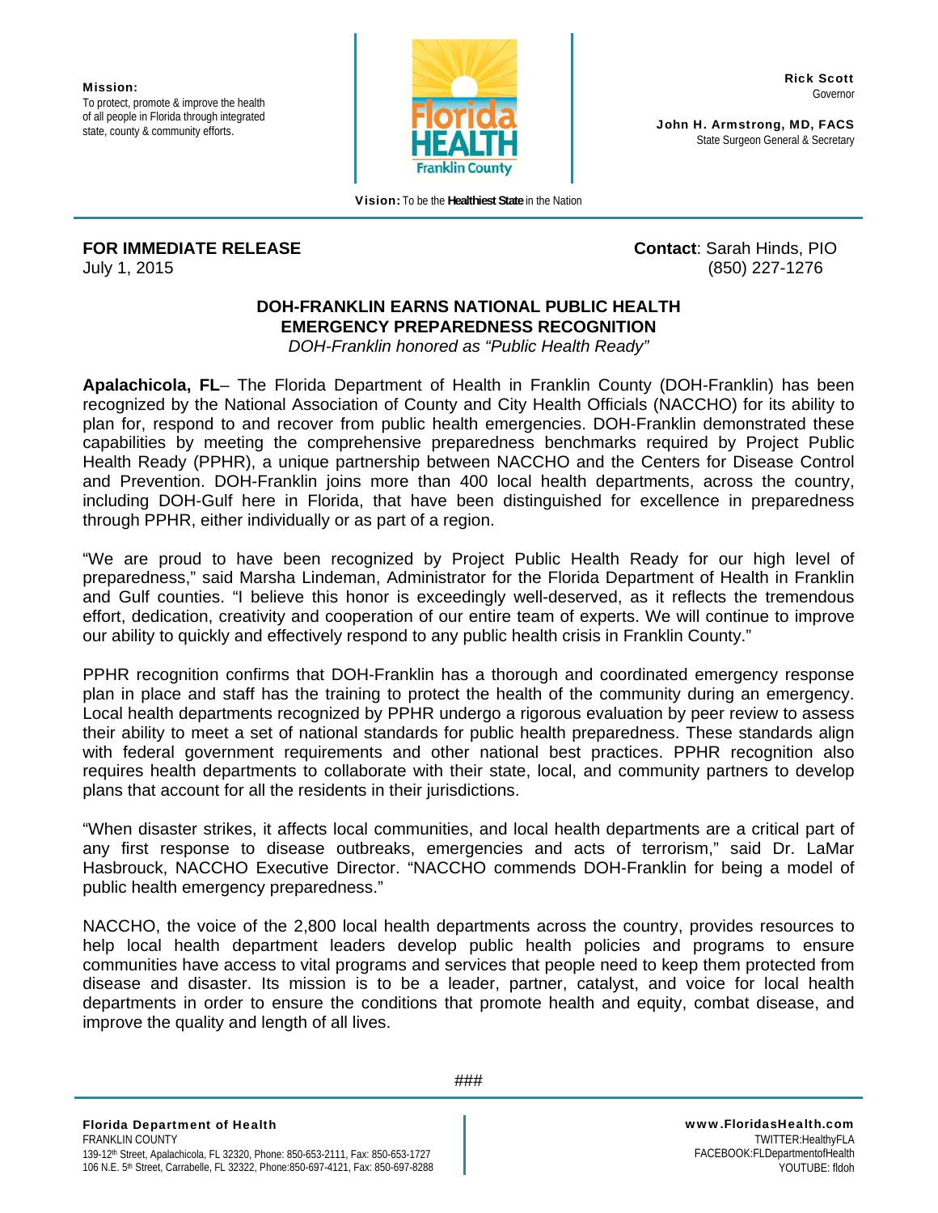**Mission:**
To protect, promote & improve the health of all people in Florida through integrated state, county & community efforts.

Florida HEALTH
Franklin County

**Rick Scott**
Governor

**John H. Armstrong, MD, FACS**
State Surgeon General & Secretary

**Vision:** To be the **Healthiest State** in the Nation

**FOR IMMEDIATE RELEASE**
July 1, 2015

**Contact**: Sarah Hinds, PIO
(850) 227-1276

## DOH-FRANKLIN EARNS NATIONAL PUBLIC HEALTH EMERGENCY PREPAREDNESS RECOGNITION

*DOH-Franklin honored as "Public Health Ready"*

**Apalachicola, FL**– The Florida Department of Health in Franklin County (DOH-Franklin) has been recognized by the National Association of County and City Health Officials (NACCHO) for its ability to plan for, respond to and recover from public health emergencies. DOH-Franklin demonstrated these capabilities by meeting the comprehensive preparedness benchmarks required by Project Public Health Ready (PPHR), a unique partnership between NACCHO and the Centers for Disease Control and Prevention. DOH-Franklin joins more than 400 local health departments, across the country, including DOH-Gulf here in Florida, that have been distinguished for excellence in preparedness through PPHR, either individually or as part of a region.

"We are proud to have been recognized by Project Public Health Ready for our high level of preparedness," said Marsha Lindeman, Administrator for the Florida Department of Health in Franklin and Gulf counties. "I believe this honor is exceedingly well-deserved, as it reflects the tremendous effort, dedication, creativity and cooperation of our entire team of experts. We will continue to improve our ability to quickly and effectively respond to any public health crisis in Franklin County."

PPHR recognition confirms that DOH-Franklin has a thorough and coordinated emergency response plan in place and staff has the training to protect the health of the community during an emergency. Local health departments recognized by PPHR undergo a rigorous evaluation by peer review to assess their ability to meet a set of national standards for public health preparedness. These standards align with federal government requirements and other national best practices. PPHR recognition also requires health departments to collaborate with their state, local, and community partners to develop plans that account for all the residents in their jurisdictions.

"When disaster strikes, it affects local communities, and local health departments are a critical part of any first response to disease outbreaks, emergencies and acts of terrorism," said Dr. LaMar Hasbrouck, NACCHO Executive Director. "NACCHO commends DOH-Franklin for being a model of public health emergency preparedness."

NACCHO, the voice of the 2,800 local health departments across the country, provides resources to help local health department leaders develop public health policies and programs to ensure communities have access to vital programs and services that people need to keep them protected from disease and disaster. Its mission is to be a leader, partner, catalyst, and voice for local health departments in order to ensure the conditions that promote health and equity, combat disease, and improve the quality and length of all lives.

###

**Florida Department of Health**
FRANKLIN COUNTY
139-12th Street, Apalachicola, FL 32320, Phone: 850-653-2111, Fax: 850-653-1727
106 N.E. 5th Street, Carrabelle, FL 32322, Phone:850-697-4121, Fax: 850-697-8288

**www.FloridasHealth.com**
TWITTER:HealthyFLA
FACEBOOK:FLDepartmentofHealth
YOUTUBE: fldoh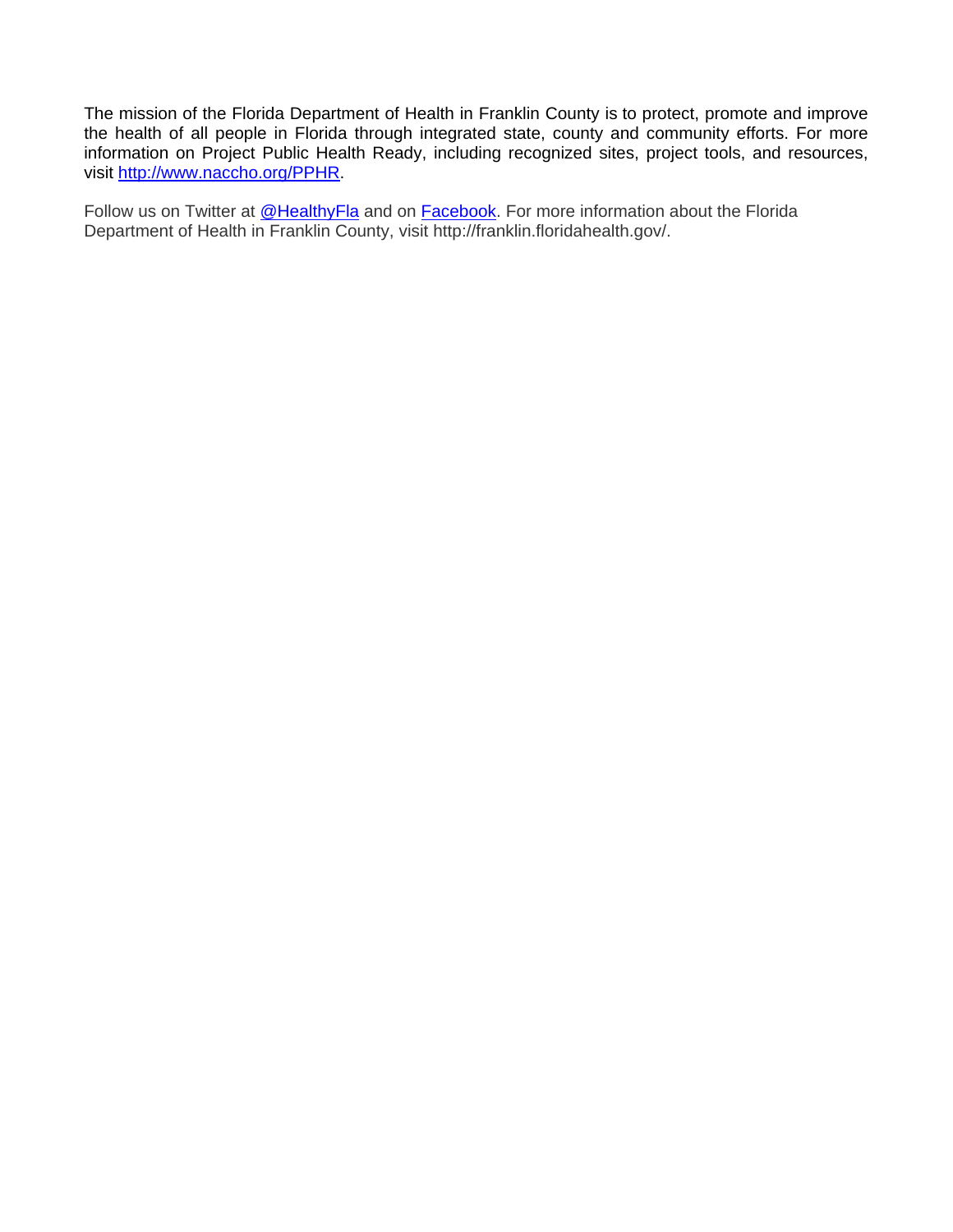The mission of the Florida Department of Health in Franklin County is to protect, promote and improve the health of all people in Florida through integrated state, county and community efforts. For more information on Project Public Health Ready, including recognized sites, project tools, and resources, visit [http://www.naccho.org/PPHR](http://www.naccho.org/PPHR).

Follow us on Twitter at [@HealthyFla](https://twitter.com/HealthyFla) and on [Facebook](https://www.facebook.com). For more information about the Florida Department of Health in Franklin County, visit http://franklin.floridahealth.gov/.